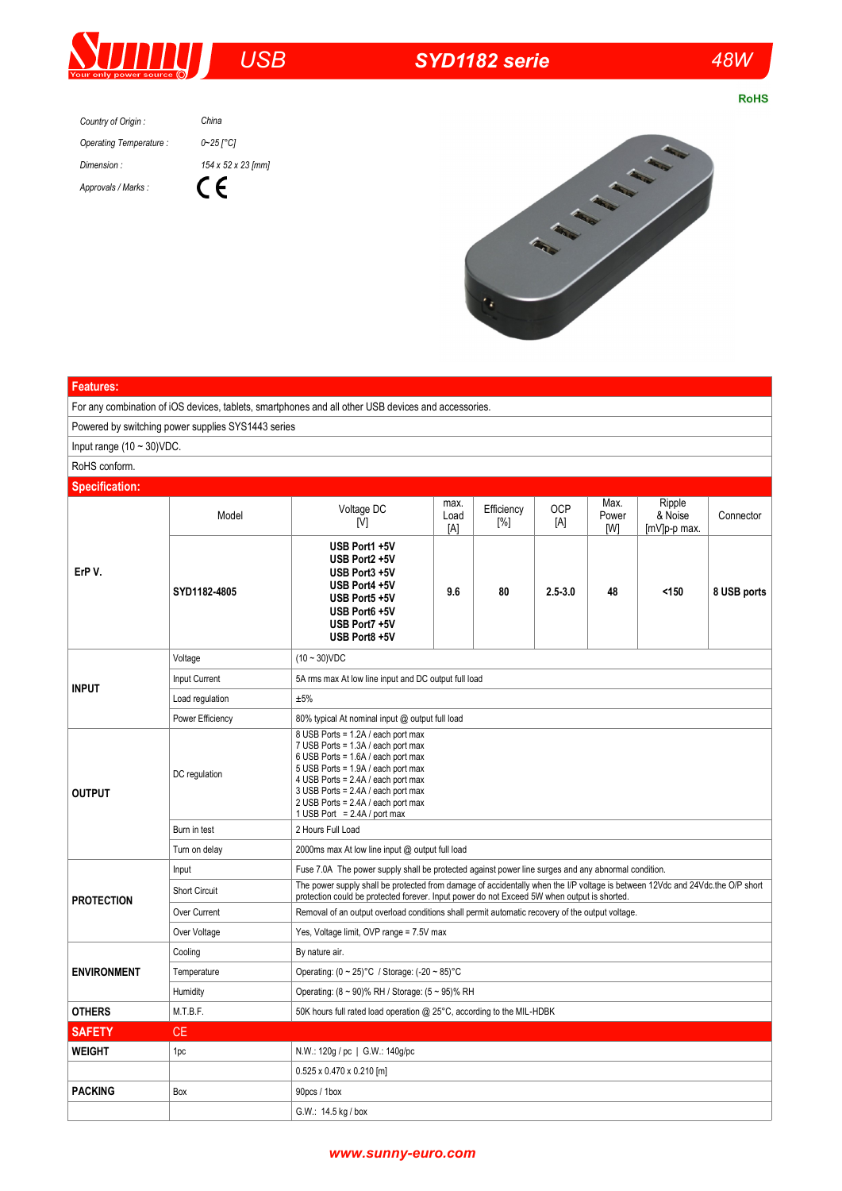# Sunny — USB — SYD1182 serie — 48W

RoHS

| | |
|---|---|
| *Country of Origin :* | *China* |
| *Operating Temperature :* | *0~25 [°C]* |
| *Dimension :* | *154 x 52 x 23 [mm]* |
| *Approvals / Marks :* | CE |

| **Features:** | | | | | | | | |
|---|---|---|---|---|---|---|---|---|
| For any combination of iOS devices, tablets, smartphones and all other USB devices and accessories. | | | | | | | | |
| Powered by switching power supplies SYS1443 series | | | | | | | | |
| Input range (10 ~ 30)VDC. | | | | | | | | |
| RoHS conform. | | | | | | | | |
| **Specification:** | | | | | | | | |
| **ErP V.** | Model | Voltage DC [V] | max. Load [A] | Efficiency [%] | OCP [A] | Max. Power [W] | Ripple & Noise [mV]p-p max. | Connector |
| | **SYD1182-4805** | **USB Port1 +5V<br>USB Port2 +5V<br>USB Port3 +5V<br>USB Port4 +5V<br>USB Port5 +5V<br>USB Port6 +5V<br>USB Port7 +5V<br>USB Port8 +5V** | **9.6** | **80** | **2.5-3.0** | **48** | **<150** | **8 USB ports** |
| **INPUT** | Voltage | (10 ~ 30)VDC | | | | | | |
| | Input Current | 5A rms max At low line input and DC output full load | | | | | | |
| | Load regulation | ±5% | | | | | | |
| | Power Efficiency | 80% typical At nominal input @ output full load | | | | | | |
| **OUTPUT** | DC regulation | 8 USB Ports = 1.2A / each port max<br>7 USB Ports = 1.3A / each port max<br>6 USB Ports = 1.6A / each port max<br>5 USB Ports = 1.9A / each port max<br>4 USB Ports = 2.4A / each port max<br>3 USB Ports = 2.4A / each port max<br>2 USB Ports = 2.4A / each port max<br>1 USB Port = 2.4A / port max | | | | | | |
| | Burn in test | 2 Hours Full Load | | | | | | |
| | Turn on delay | 2000ms max At low line input @ output full load | | | | | | |
| **PROTECTION** | Input | Fuse 7.0A The power supply shall be protected against power line surges and any abnormal condition. | | | | | | |
| | Short Circuit | The power supply shall be protected from damage of accidentally when the I/P voltage is between 12Vdc and 24Vdc.the O/P short protection could be protected forever. Input power do not Exceed 5W when output is shorted. | | | | | | |
| | Over Current | Removal of an output overload conditions shall permit automatic recovery of the output voltage. | | | | | | |
| | Over Voltage | Yes, Voltage limit, OVP range = 7.5V max | | | | | | |
| **ENVIRONMENT** | Cooling | By nature air. | | | | | | |
| | Temperature | Operating: (0 ~ 25)°C / Storage: (-20 ~ 85)°C | | | | | | |
| | Humidity | Operating: (8 ~ 90)% RH / Storage: (5 ~ 95)% RH | | | | | | |
| **OTHERS** | M.T.B.F. | 50K hours full rated load operation @ 25°C, according to the MIL-HDBK | | | | | | |
| **SAFETY** | CE | | | | | | | |
| **WEIGHT** | 1pc | N.W.: 120g / pc \| G.W.: 140g/pc | | | | | | |
| **PACKING** | | 0.525 x 0.470 x 0.210 [m] | | | | | | |
| | Box | 90pcs / 1box | | | | | | |
| | | G.W.: 14.5 kg / box | | | | | | |

www.sunny-euro.com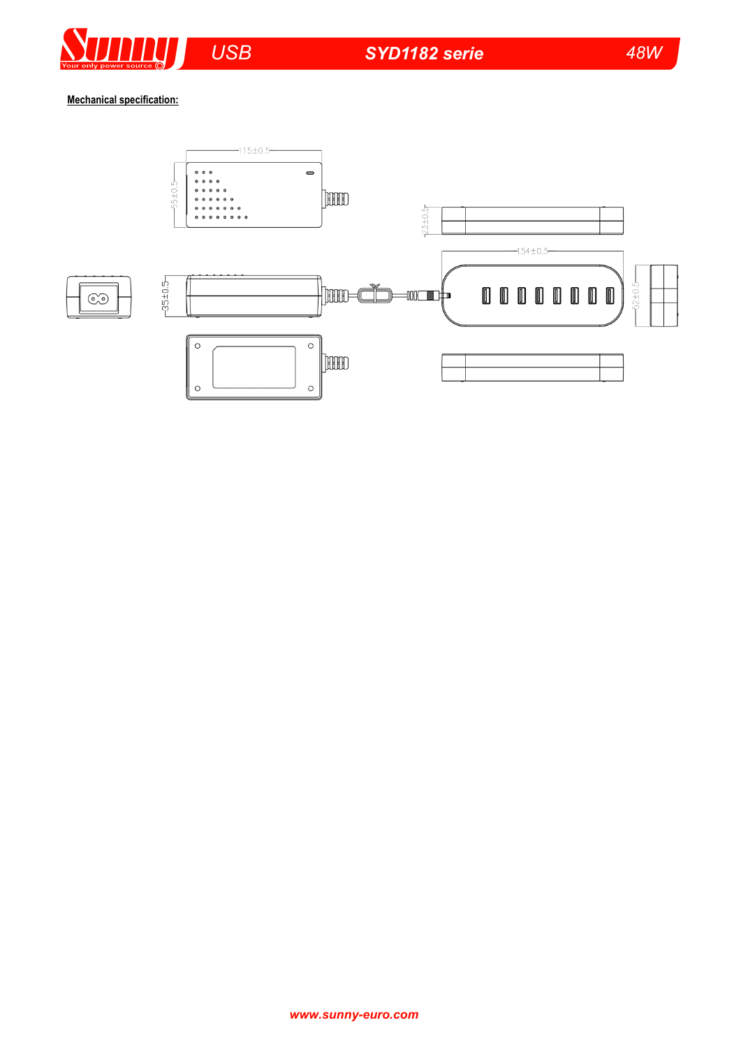**Mechanical specification:**

115±0.5

55±0.5

23±0.5

154±0.5

35±0.5

52±0.5